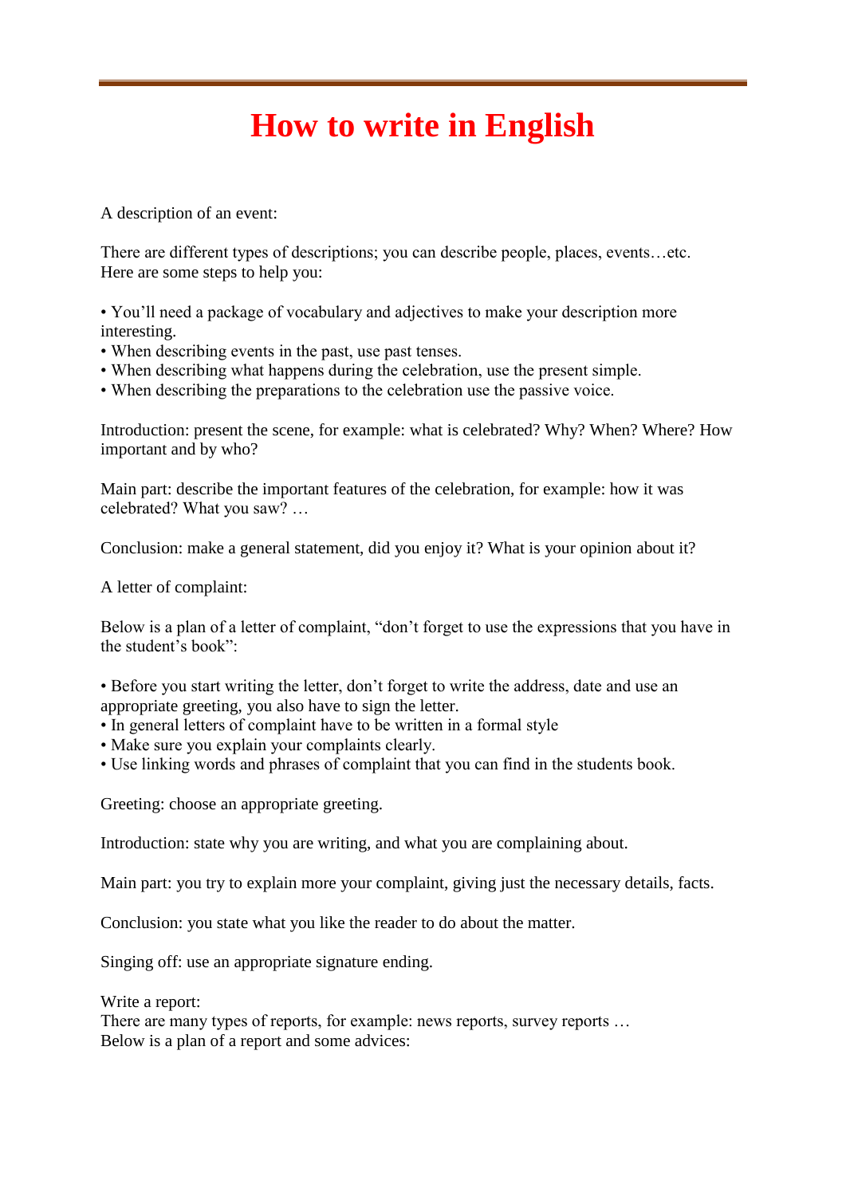# How to write in English

A description of an event:

There are different types of descriptions; you can describe people, places, events…etc. Here are some steps to help you:

- You'll need a package of vocabulary and adjectives to make your description more interesting.
- When describing events in the past, use past tenses.
- When describing what happens during the celebration, use the present simple.
- When describing the preparations to the celebration use the passive voice.

Introduction: present the scene, for example: what is celebrated? Why? When? Where? How important and by who?

Main part: describe the important features of the celebration, for example: how it was celebrated? What you saw? …

Conclusion: make a general statement, did you enjoy it? What is your opinion about it?

A letter of complaint:

Below is a plan of a letter of complaint, "don't forget to use the expressions that you have in the student's book":

- Before you start writing the letter, don't forget to write the address, date and use an appropriate greeting, you also have to sign the letter.
- In general letters of complaint have to be written in a formal style
- Make sure you explain your complaints clearly.
- Use linking words and phrases of complaint that you can find in the students book.

Greeting: choose an appropriate greeting.

Introduction: state why you are writing, and what you are complaining about.

Main part: you try to explain more your complaint, giving just the necessary details, facts.

Conclusion: you state what you like the reader to do about the matter.

Singing off: use an appropriate signature ending.

Write a report:
There are many types of reports, for example: news reports, survey reports …
Below is a plan of a report and some advices: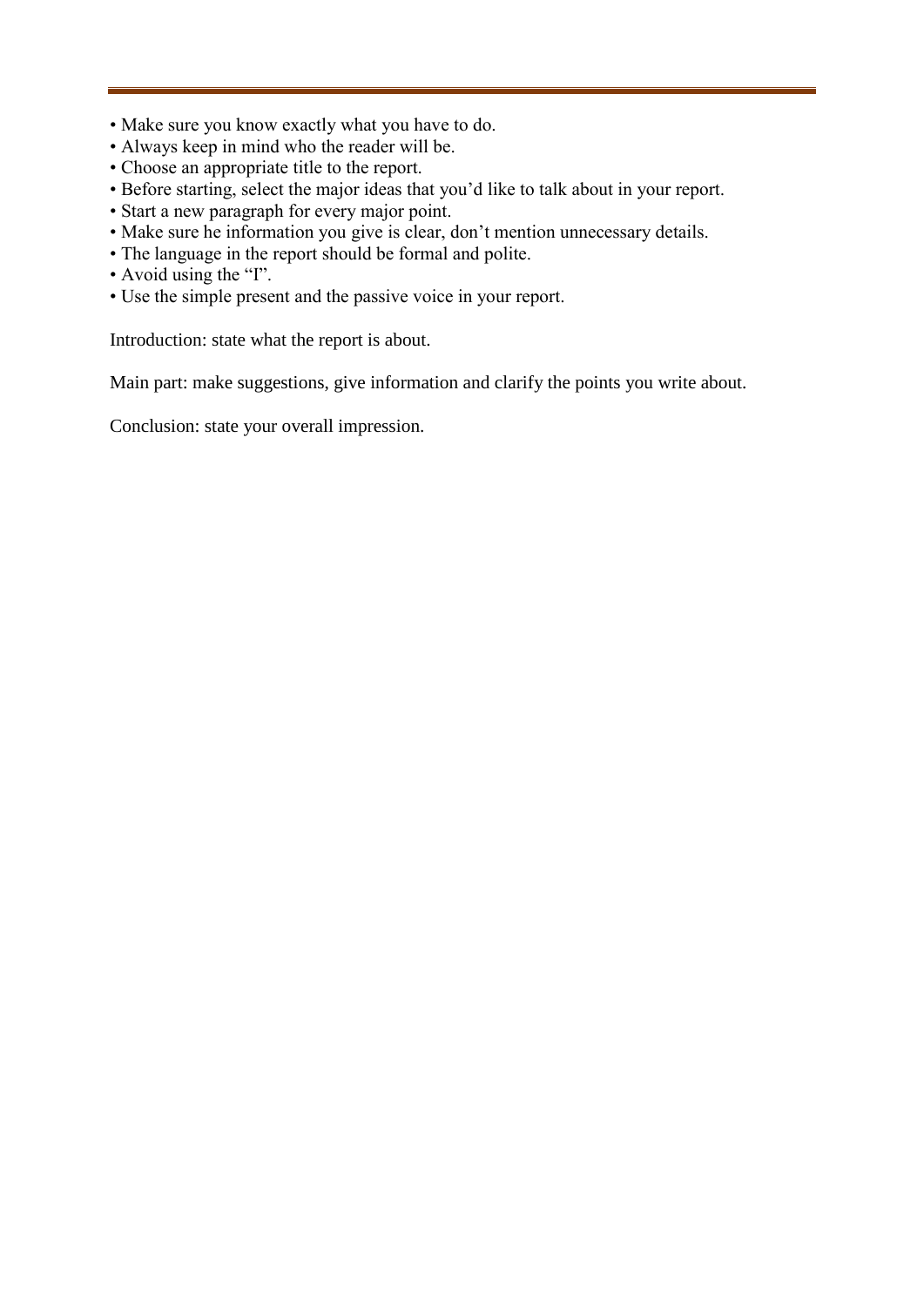- Make sure you know exactly what you have to do.
- Always keep in mind who the reader will be.
- Choose an appropriate title to the report.
- Before starting, select the major ideas that you'd like to talk about in your report.
- Start a new paragraph for every major point.
- Make sure he information you give is clear, don't mention unnecessary details.
- The language in the report should be formal and polite.
- Avoid using the "I".
- Use the simple present and the passive voice in your report.

Introduction: state what the report is about.

Main part: make suggestions, give information and clarify the points you write about.

Conclusion: state your overall impression.